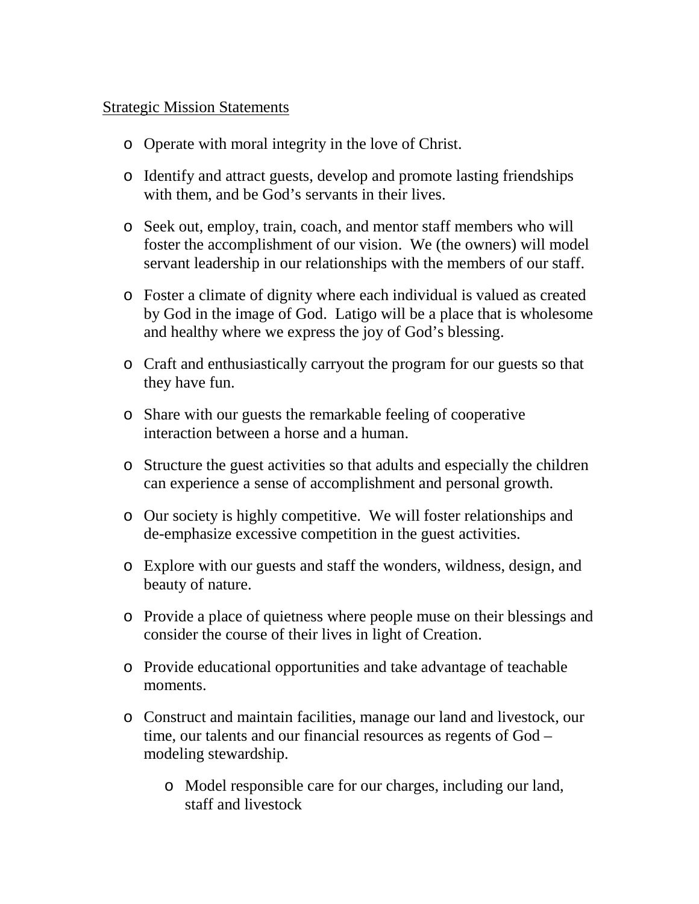<u>Strategic Mission Statements</u>

- Operate with moral integrity in the love of Christ.
- Identify and attract guests, develop and promote lasting friendships with them, and be God's servants in their lives.
- Seek out, employ, train, coach, and mentor staff members who will foster the accomplishment of our vision. We (the owners) will model servant leadership in our relationships with the members of our staff.
- Foster a climate of dignity where each individual is valued as created by God in the image of God. Latigo will be a place that is wholesome and healthy where we express the joy of God's blessing.
- Craft and enthusiastically carryout the program for our guests so that they have fun.
- Share with our guests the remarkable feeling of cooperative interaction between a horse and a human.
- Structure the guest activities so that adults and especially the children can experience a sense of accomplishment and personal growth.
- Our society is highly competitive. We will foster relationships and de-emphasize excessive competition in the guest activities.
- Explore with our guests and staff the wonders, wildness, design, and beauty of nature.
- Provide a place of quietness where people muse on their blessings and consider the course of their lives in light of Creation.
- Provide educational opportunities and take advantage of teachable moments.
- Construct and maintain facilities, manage our land and livestock, our time, our talents and our financial resources as regents of God – modeling stewardship.
  - Model responsible care for our charges, including our land, staff and livestock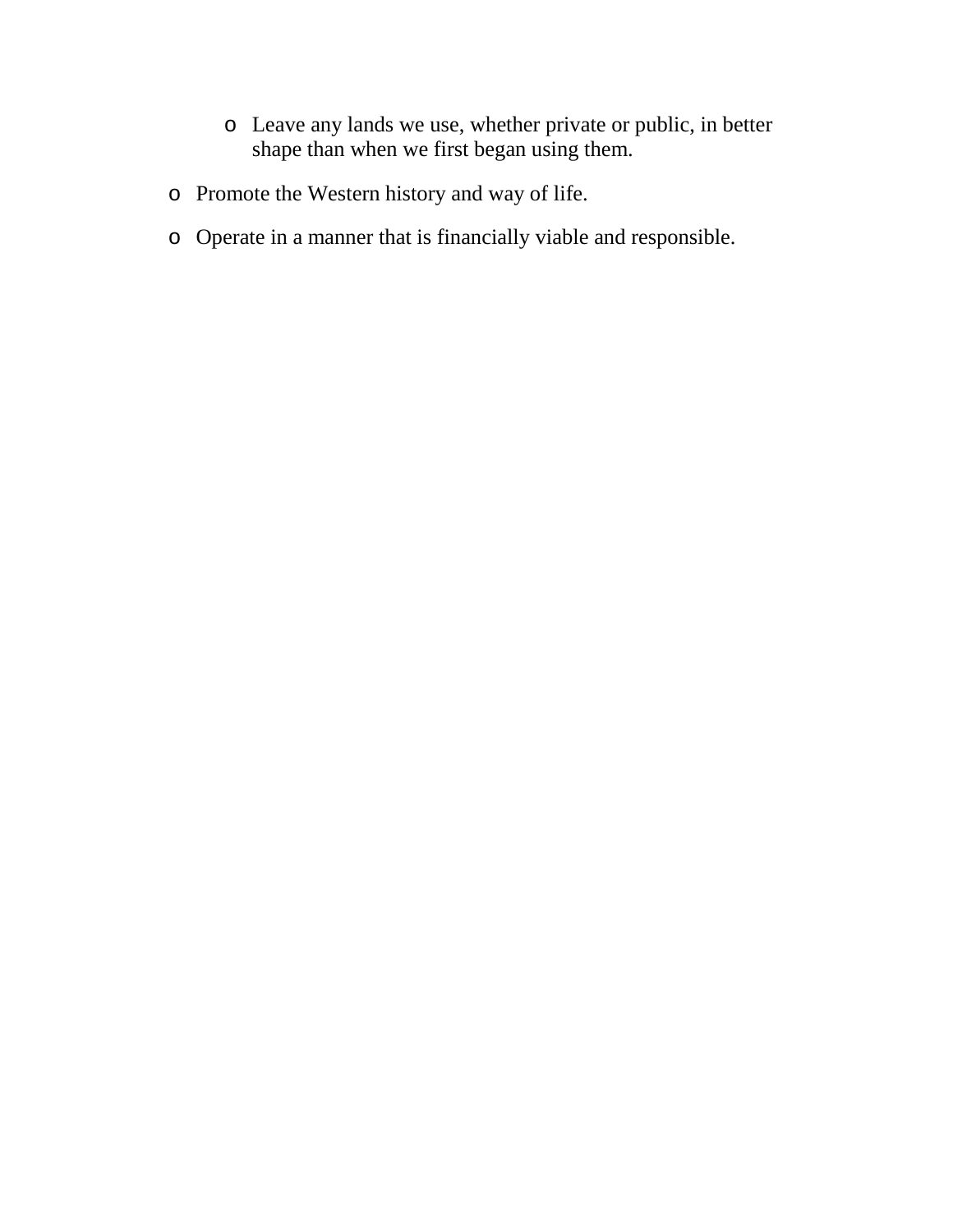- Leave any lands we use, whether private or public, in better shape than when we first began using them.

- Promote the Western history and way of life.
- Operate in a manner that is financially viable and responsible.